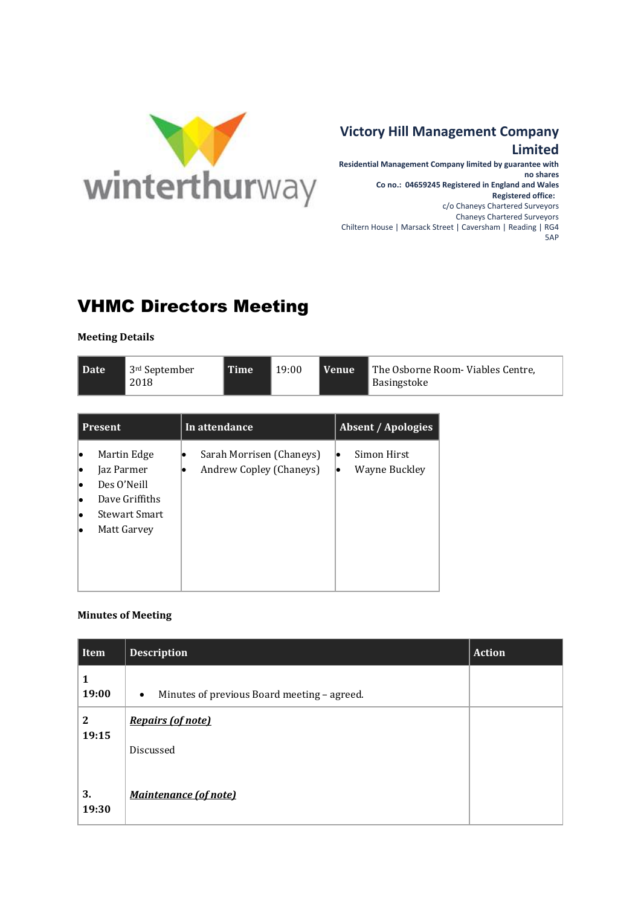winterthurway

**Victory Hill Management Company Limited**

**Residential Management Company limited by guarantee with no shares**
**Co no.: 04659245 Registered in England and Wales**
**Registered office:**
c/o Chaneys Chartered Surveyors
Chaneys Chartered Surveyors
Chiltern House | Marsack Street | Caversham | Reading | RG4 5AP

# VHMC Directors Meeting

**Meeting Details**

| Date | 3rd September 2018 | Time | 19:00 | Venue | The Osborne Room- Viables Centre, Basingstoke |
|---|---|---|---|---|---|

| Present | In attendance | Absent / Apologies |
|---|---|---|
| • Martin Edge<br>• Jaz Parmer<br>• Des O'Neill<br>• Dave Griffiths<br>• Stewart Smart<br>• Matt Garvey | • Sarah Morrisen (Chaneys)<br>• Andrew Copley (Chaneys) | • Simon Hirst<br>• Wayne Buckley |

**Minutes of Meeting**

| Item | Description | Action |
|---|---|---|
| **1**<br>**19:00** | • Minutes of previous Board meeting – agreed. | |
| **2**<br>**19:15** | ***Repairs (of note)***<br><br>Discussed | |
| **3.**<br>**19:30** | ***Maintenance (of note)*** | |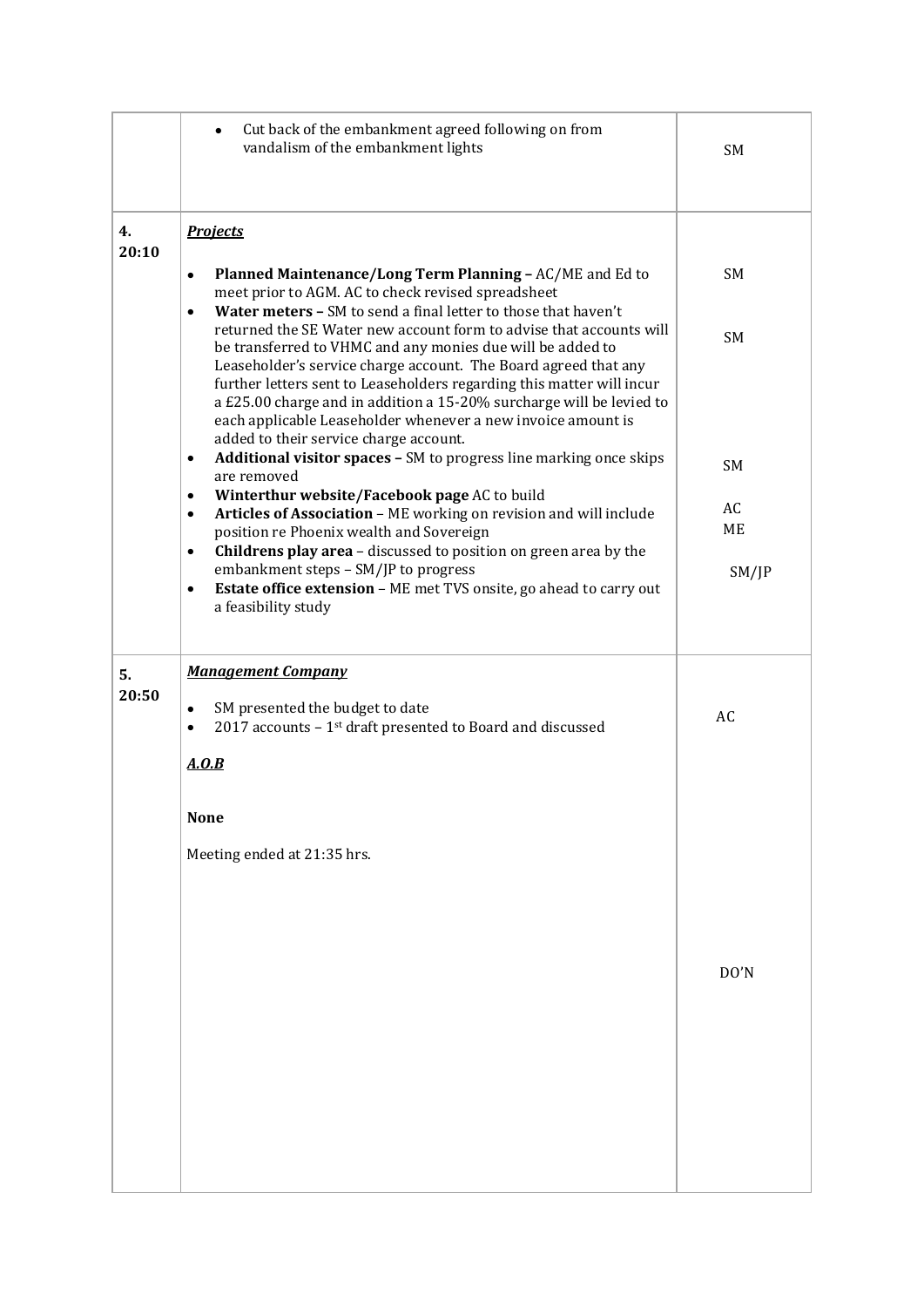| | | |
|---|---|---|
| | • Cut back of the embankment agreed following on from vandalism of the embankment lights | SM |
| **4.** **20:10** | ***Projects***<br><br>• **Planned Maintenance/Long Term Planning –** AC/ME and Ed to meet prior to AGM. AC to check revised spreadsheet<br>• **Water meters –** SM to send a final letter to those that haven't returned the SE Water new account form to advise that accounts will be transferred to VHMC and any monies due will be added to Leaseholder's service charge account. The Board agreed that any further letters sent to Leaseholders regarding this matter will incur a £25.00 charge and in addition a 15-20% surcharge will be levied to each applicable Leaseholder whenever a new invoice amount is added to their service charge account.<br>• **Additional visitor spaces –** SM to progress line marking once skips are removed<br>• **Winterthur website/Facebook page** AC to build<br>• **Articles of Association** – ME working on revision and will include position re Phoenix wealth and Sovereign<br>• **Childrens play area** – discussed to position on green area by the embankment steps – SM/JP to progress<br>• **Estate office extension** – ME met TVS onsite, go ahead to carry out a feasibility study | SM<br><br>SM<br><br><br><br>SM<br><br>AC<br>ME<br><br>SM/JP |
| **5.** **20:50** | ***Management Company***<br><br>• SM presented the budget to date<br>• 2017 accounts – 1st draft presented to Board and discussed<br><br>***A.O.B***<br><br>**None**<br><br>Meeting ended at 21:35 hrs. | AC<br><br><br><br><br><br>DO'N |